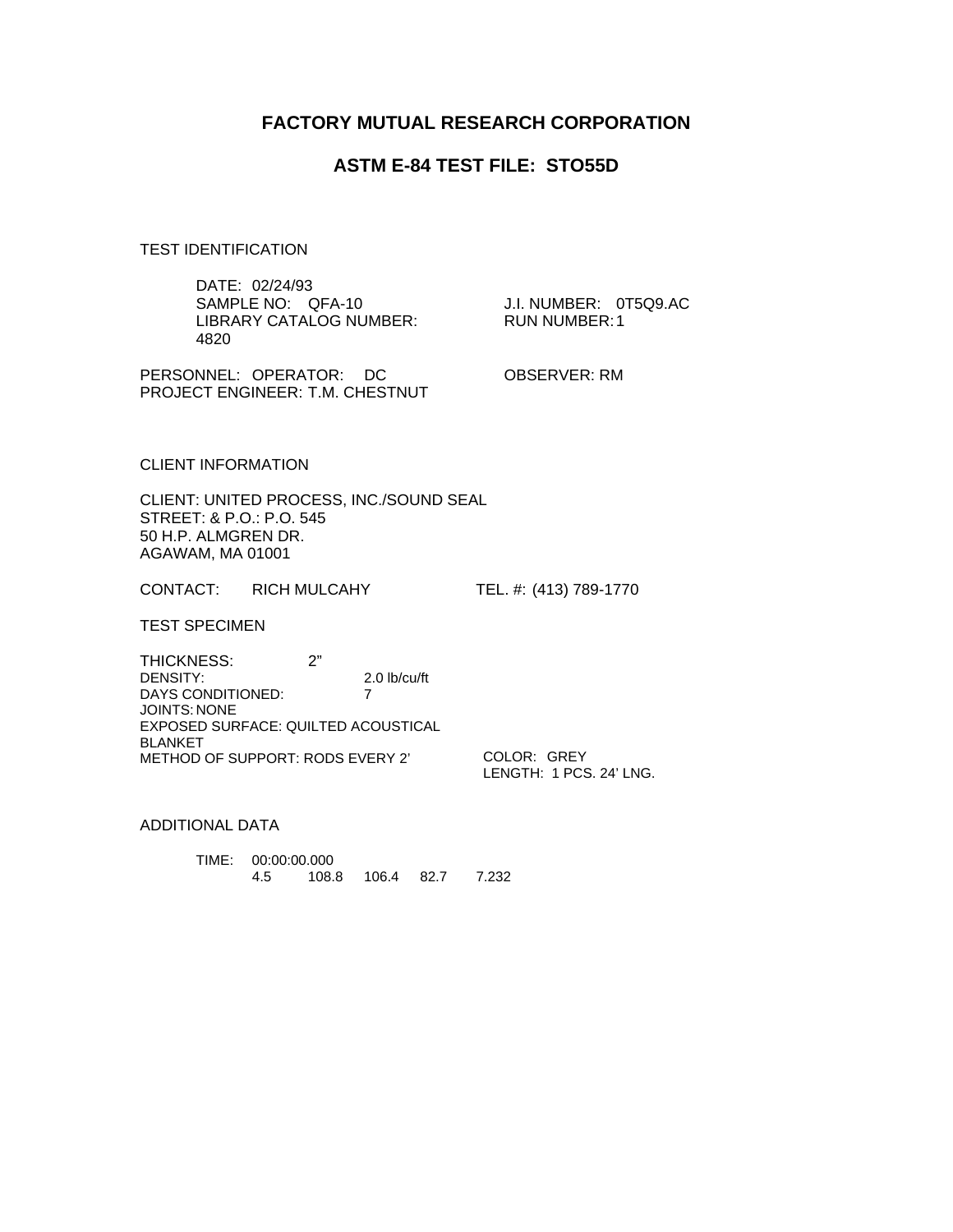# FACTORY MUTUAL RESEARCH CORPORATION

## ASTM E-84 TEST FILE: STO55D

TEST IDENTIFICATION

DATE: 02/24/93
SAMPLE NO: QFA-10 J.I. NUMBER: 0T5Q9.AC
LIBRARY CATALOG NUMBER: 4820 RUN NUMBER: 1

PERSONNEL: OPERATOR: DC OBSERVER: RM
PROJECT ENGINEER: T.M. CHESTNUT

CLIENT INFORMATION

CLIENT: UNITED PROCESS, INC./SOUND SEAL
STREET: & P.O.: P.O. 545
50 H.P. ALMGREN DR.
AGAWAM, MA 01001

CONTACT: RICH MULCAHY TEL. #: (413) 789-1770

TEST SPECIMEN

THICKNESS: 2"
DENSITY: 2.0 lb/cu/ft
DAYS CONDITIONED: 7
JOINTS: NONE
EXPOSED SURFACE: QUILTED ACOUSTICAL BLANKET
METHOD OF SUPPORT: RODS EVERY 2'
COLOR: GREY
LENGTH: 1 PCS. 24' LNG.

ADDITIONAL DATA

TIME: 00:00:00.000
4.5 108.8 106.4 82.7 7.232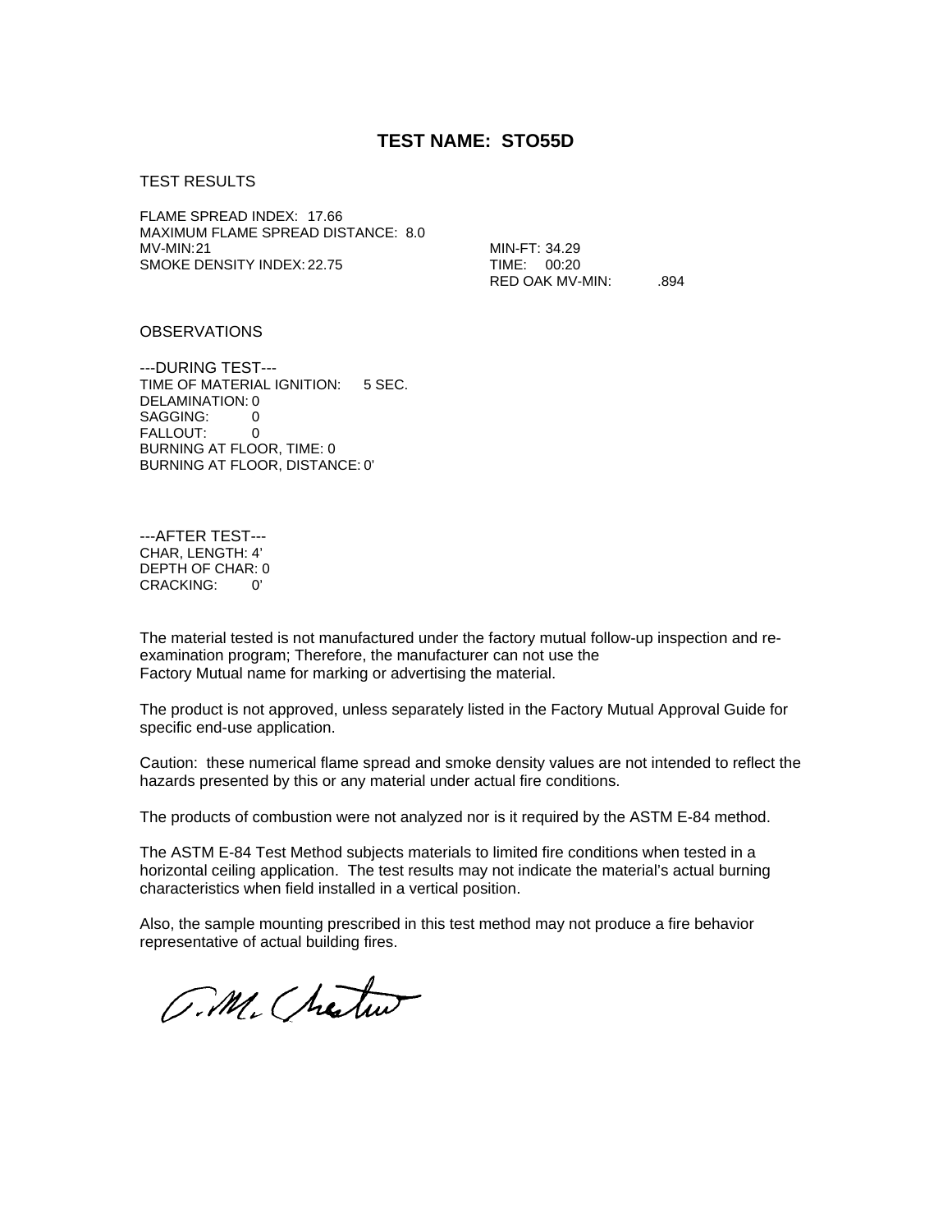# TEST NAME: STO55D

TEST RESULTS

FLAME SPREAD INDEX: 17.66
MAXIMUM FLAME SPREAD DISTANCE: 8.0
MV-MIN: 21
SMOKE DENSITY INDEX: 22.75

MIN-FT: 34.29
TIME: 00:20
RED OAK MV-MIN: .894

OBSERVATIONS

---DURING TEST---
TIME OF MATERIAL IGNITION: 5 SEC.
DELAMINATION: 0
SAGGING: 0
FALLOUT: 0
BURNING AT FLOOR, TIME: 0
BURNING AT FLOOR, DISTANCE: 0'

---AFTER TEST---
CHAR, LENGTH: 4'
DEPTH OF CHAR: 0
CRACKING: 0'

The material tested is not manufactured under the factory mutual follow-up inspection and re-examination program; Therefore, the manufacturer can not use the Factory Mutual name for marking or advertising the material.

The product is not approved, unless separately listed in the Factory Mutual Approval Guide for specific end-use application.

Caution: these numerical flame spread and smoke density values are not intended to reflect the hazards presented by this or any material under actual fire conditions.

The products of combustion were not analyzed nor is it required by the ASTM E-84 method.

The ASTM E-84 Test Method subjects materials to limited fire conditions when tested in a horizontal ceiling application. The test results may not indicate the material's actual burning characteristics when field installed in a vertical position.

Also, the sample mounting prescribed in this test method may not produce a fire behavior representative of actual building fires.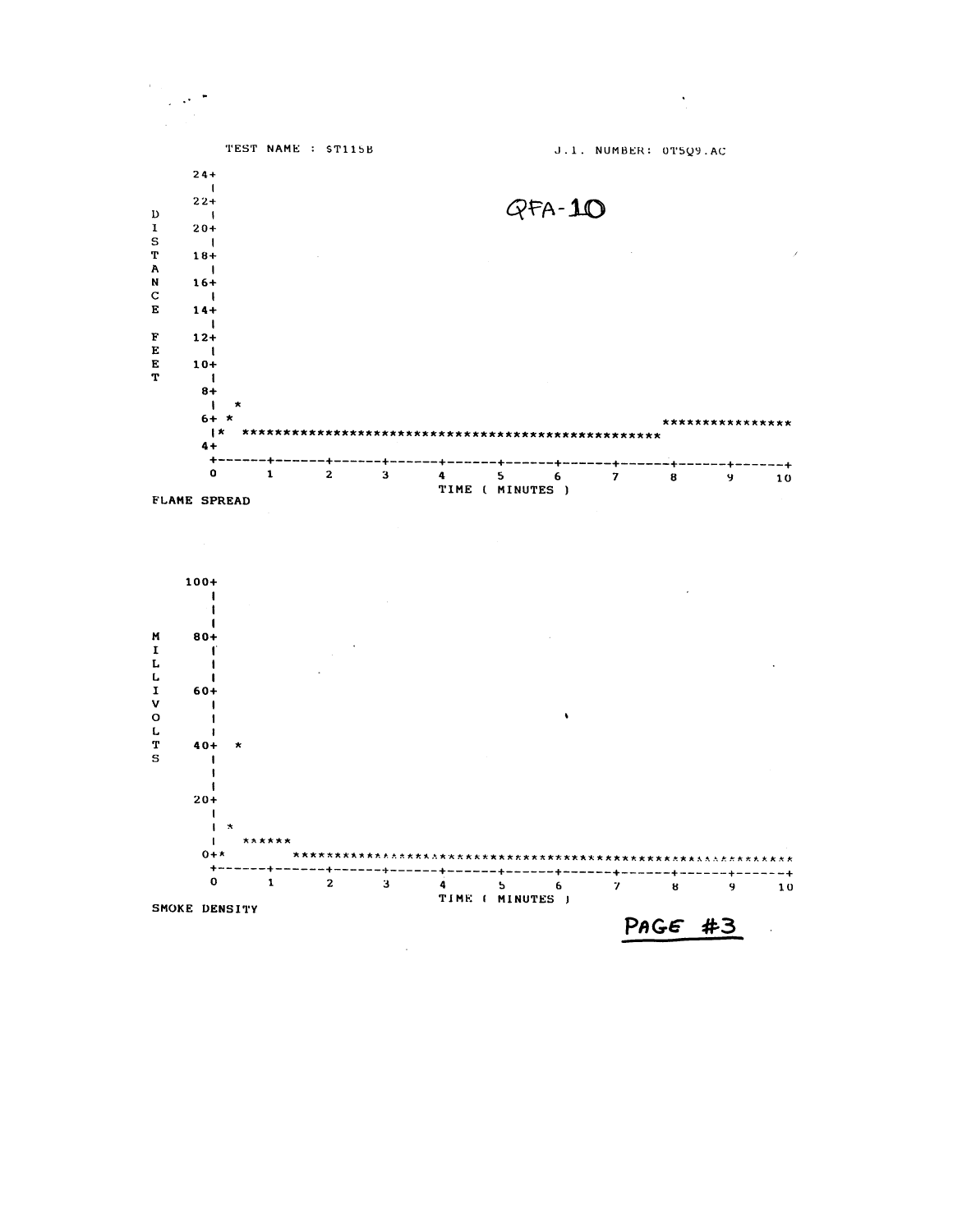TEST NAME : ST115B

J.I. NUMBER: OT5Q9.AC

QFA-10

DISTANCE FEET

24

22

20

18

16

14

12

10

8

6

4

0 1 2 3 4 5 6 7 8 9 10

TIME ( MINUTES )

FLAME SPREAD

MILLIVOLTS

100

80

60

40

20

0

0 1 2 3 4 5 6 7 8 9 10

TIME ( MINUTES )

SMOKE DENSITY

PAGE #3